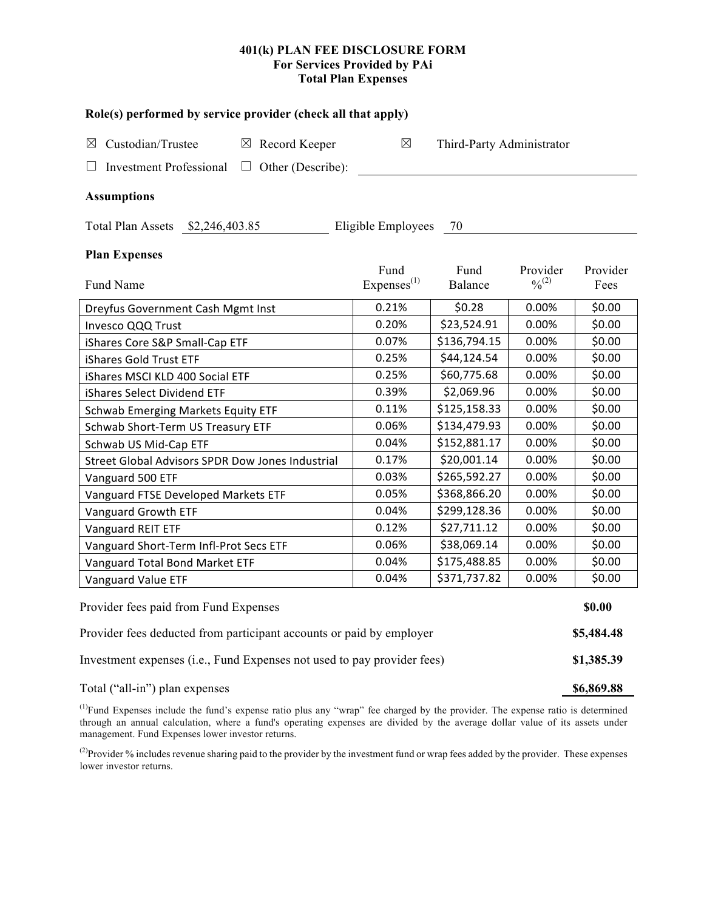# 401(k) PLAN FEE DISCLOSURE FORM
## For Services Provided by PAi
## Total Plan Expenses

### Role(s) performed by service provider (check all that apply)

☒ Custodian/Trustee ☒ Record Keeper ☒ Third-Party Administrator

☐ Investment Professional ☐ Other (Describe): ______

### Assumptions

Total Plan Assets $2,246,403.85 Eligible Employees 70

### Plan Expenses

| Fund Name | Fund Expenses[1] | Fund Balance | Provider %[2] | Provider Fees |
|---|---|---|---|---|
| Dreyfus Government Cash Mgmt Inst | 0.21% | $0.28 | 0.00% | $0.00 |
| Invesco QQQ Trust | 0.20% | $23,524.91 | 0.00% | $0.00 |
| iShares Core S&P Small-Cap ETF | 0.07% | $136,794.15 | 0.00% | $0.00 |
| iShares Gold Trust ETF | 0.25% | $44,124.54 | 0.00% | $0.00 |
| iShares MSCI KLD 400 Social ETF | 0.25% | $60,775.68 | 0.00% | $0.00 |
| iShares Select Dividend ETF | 0.39% | $2,069.96 | 0.00% | $0.00 |
| Schwab Emerging Markets Equity ETF | 0.11% | $125,158.33 | 0.00% | $0.00 |
| Schwab Short-Term US Treasury ETF | 0.06% | $134,479.93 | 0.00% | $0.00 |
| Schwab US Mid-Cap ETF | 0.04% | $152,881.17 | 0.00% | $0.00 |
| Street Global Advisors SPDR Dow Jones Industrial | 0.17% | $20,001.14 | 0.00% | $0.00 |
| Vanguard 500 ETF | 0.03% | $265,592.27 | 0.00% | $0.00 |
| Vanguard FTSE Developed Markets ETF | 0.05% | $368,866.20 | 0.00% | $0.00 |
| Vanguard Growth ETF | 0.04% | $299,128.36 | 0.00% | $0.00 |
| Vanguard REIT ETF | 0.12% | $27,711.12 | 0.00% | $0.00 |
| Vanguard Short-Term Infl-Prot Secs ETF | 0.06% | $38,069.14 | 0.00% | $0.00 |
| Vanguard Total Bond Market ETF | 0.04% | $175,488.85 | 0.00% | $0.00 |
| Vanguard Value ETF | 0.04% | $371,737.82 | 0.00% | $0.00 |

| | |
|---|---|
| Provider fees paid from Fund Expenses | **$0.00** |
| Provider fees deducted from participant accounts or paid by employer | **$5,484.48** |
| Investment expenses (i.e., Fund Expenses not used to pay provider fees) | **$1,385.39** |
| Total ("all-in") plan expenses | **$6,869.88** |

[1]Fund Expenses include the fund's expense ratio plus any "wrap" fee charged by the provider. The expense ratio is determined through an annual calculation, where a fund's operating expenses are divided by the average dollar value of its assets under management. Fund Expenses lower investor returns.

[2]Provider % includes revenue sharing paid to the provider by the investment fund or wrap fees added by the provider. These expenses lower investor returns.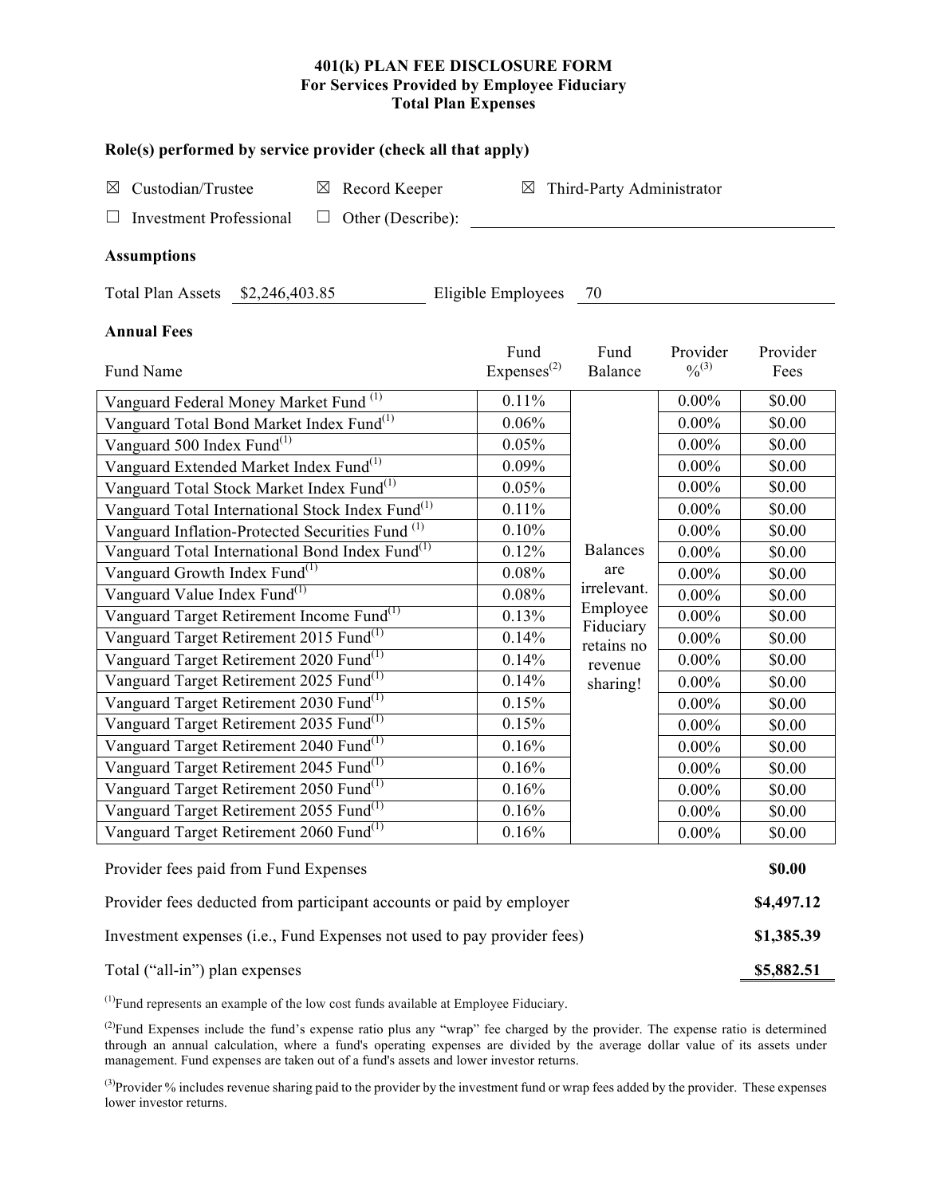**401(k) PLAN FEE DISCLOSURE FORM**
**For Services Provided by Employee Fiduciary**
**Total Plan Expenses**

### Role(s) performed by service provider (check all that apply)

☒ Custodian/Trustee ☒ Record Keeper ☒ Third-Party Administrator

☐ Investment Professional ☐ Other (Describe): \_\_\_\_\_\_\_\_\_\_\_\_\_\_\_\_

### Assumptions

Total Plan Assets $2,246,403.85 Eligible Employees 70

### Annual Fees

| Fund Name | Fund Expenses[2] | Fund Balance | Provider %[3] | Provider Fees |
|---|---|---|---|---|
| Vanguard Federal Money Market Fund [1] | 0.11% | Balances are irrelevant. Employee Fiduciary retains no revenue sharing! | 0.00% | $0.00 |
| Vanguard Total Bond Market Index Fund[1] | 0.06% | | 0.00% | $0.00 |
| Vanguard 500 Index Fund[1] | 0.05% | | 0.00% | $0.00 |
| Vanguard Extended Market Index Fund[1] | 0.09% | | 0.00% | $0.00 |
| Vanguard Total Stock Market Index Fund[1] | 0.05% | | 0.00% | $0.00 |
| Vanguard Total International Stock Index Fund[1] | 0.11% | | 0.00% | $0.00 |
| Vanguard Inflation-Protected Securities Fund [1] | 0.10% | | 0.00% | $0.00 |
| Vanguard Total International Bond Index Fund[1] | 0.12% | | 0.00% | $0.00 |
| Vanguard Growth Index Fund[1] | 0.08% | | 0.00% | $0.00 |
| Vanguard Value Index Fund[1] | 0.08% | | 0.00% | $0.00 |
| Vanguard Target Retirement Income Fund[1] | 0.13% | | 0.00% | $0.00 |
| Vanguard Target Retirement 2015 Fund[1] | 0.14% | | 0.00% | $0.00 |
| Vanguard Target Retirement 2020 Fund[1] | 0.14% | | 0.00% | $0.00 |
| Vanguard Target Retirement 2025 Fund[1] | 0.14% | | 0.00% | $0.00 |
| Vanguard Target Retirement 2030 Fund[1] | 0.15% | | 0.00% | $0.00 |
| Vanguard Target Retirement 2035 Fund[1] | 0.15% | | 0.00% | $0.00 |
| Vanguard Target Retirement 2040 Fund[1] | 0.16% | | 0.00% | $0.00 |
| Vanguard Target Retirement 2045 Fund[1] | 0.16% | | 0.00% | $0.00 |
| Vanguard Target Retirement 2050 Fund[1] | 0.16% | | 0.00% | $0.00 |
| Vanguard Target Retirement 2055 Fund[1] | 0.16% | | 0.00% | $0.00 |
| Vanguard Target Retirement 2060 Fund[1] | 0.16% | | 0.00% | $0.00 |

| | |
|---|---|
| Provider fees paid from Fund Expenses | **$0.00** |
| Provider fees deducted from participant accounts or paid by employer | **$4,497.12** |
| Investment expenses (i.e., Fund Expenses not used to pay provider fees) | **$1,385.39** |
| Total ("all-in") plan expenses | **$5,882.51** |

[1]Fund represents an example of the low cost funds available at Employee Fiduciary.

[2]Fund Expenses include the fund's expense ratio plus any "wrap" fee charged by the provider. The expense ratio is determined through an annual calculation, where a fund's operating expenses are divided by the average dollar value of its assets under management. Fund expenses are taken out of a fund's assets and lower investor returns.

[3]Provider % includes revenue sharing paid to the provider by the investment fund or wrap fees added by the provider. These expenses lower investor returns.